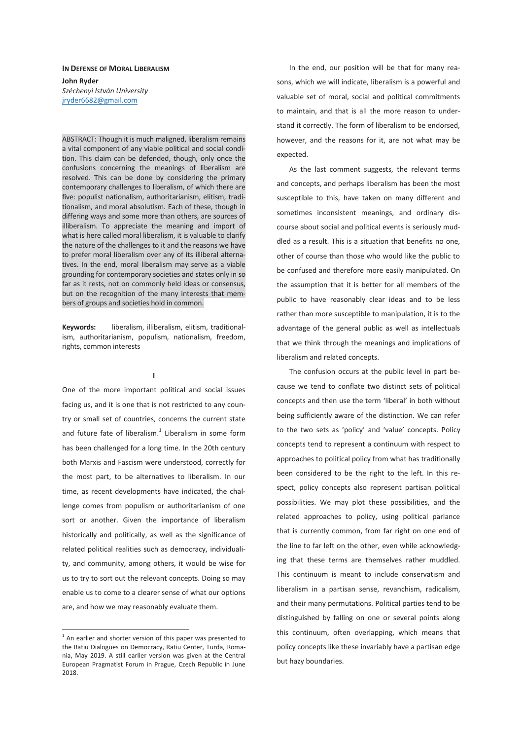**IN DEFENSE OF MORAL LIBERALISM**

**John Ryder**
*Széchenyi István University*
jryder6682@gmail.com

ABSTRACT: Though it is much maligned, liberalism remains a vital component of any viable political and social condition. This claim can be defended, though, only once the confusions concerning the meanings of liberalism are resolved. This can be done by considering the primary contemporary challenges to liberalism, of which there are five: populist nationalism, authoritarianism, elitism, traditionalism, and moral absolutism. Each of these, though in differing ways and some more than others, are sources of illiberalism. To appreciate the meaning and import of what is here called moral liberalism, it is valuable to clarify the nature of the challenges to it and the reasons we have to prefer moral liberalism over any of its illiberal alternatives. In the end, moral liberalism may serve as a viable grounding for contemporary societies and states only in so far as it rests, not on commonly held ideas or consensus, but on the recognition of the many interests that members of groups and societies hold in common.

**Keywords:** liberalism, illiberalism, elitism, traditionalism, authoritarianism, populism, nationalism, freedom, rights, common interests

## I

One of the more important political and social issues facing us, and it is one that is not restricted to any country or small set of countries, concerns the current state and future fate of liberalism.[1] Liberalism in some form has been challenged for a long time. In the 20th century both Marxis and Fascism were understood, correctly for the most part, to be alternatives to liberalism. In our time, as recent developments have indicated, the challenge comes from populism or authoritarianism of one sort or another. Given the importance of liberalism historically and politically, as well as the significance of related political realities such as democracy, individuality, and community, among others, it would be wise for us to try to sort out the relevant concepts. Doing so may enable us to come to a clearer sense of what our options are, and how we may reasonably evaluate them.

In the end, our position will be that for many reasons, which we will indicate, liberalism is a powerful and valuable set of moral, social and political commitments to maintain, and that is all the more reason to understand it correctly. The form of liberalism to be endorsed, however, and the reasons for it, are not what may be expected.

As the last comment suggests, the relevant terms and concepts, and perhaps liberalism has been the most susceptible to this, have taken on many different and sometimes inconsistent meanings, and ordinary discourse about social and political events is seriously muddled as a result. This is a situation that benefits no one, other of course than those who would like the public to be confused and therefore more easily manipulated. On the assumption that it is better for all members of the public to have reasonably clear ideas and to be less rather than more susceptible to manipulation, it is to the advantage of the general public as well as intellectuals that we think through the meanings and implications of liberalism and related concepts.

The confusion occurs at the public level in part because we tend to conflate two distinct sets of political concepts and then use the term 'liberal' in both without being sufficiently aware of the distinction. We can refer to the two sets as 'policy' and 'value' concepts. Policy concepts tend to represent a continuum with respect to approaches to political policy from what has traditionally been considered to be the right to the left. In this respect, policy concepts also represent partisan political possibilities. We may plot these possibilities, and the related approaches to policy, using political parlance that is currently common, from far right on one end of the line to far left on the other, even while acknowledging that these terms are themselves rather muddled. This continuum is meant to include conservatism and liberalism in a partisan sense, revanchism, radicalism, and their many permutations. Political parties tend to be distinguished by falling on one or several points along this continuum, often overlapping, which means that policy concepts like these invariably have a partisan edge but hazy boundaries.

[1] An earlier and shorter version of this paper was presented to the Ratiu Dialogues on Democracy, Ratiu Center, Turda, Romania, May 2019. A still earlier version was given at the Central European Pragmatist Forum in Prague, Czech Republic in June 2018.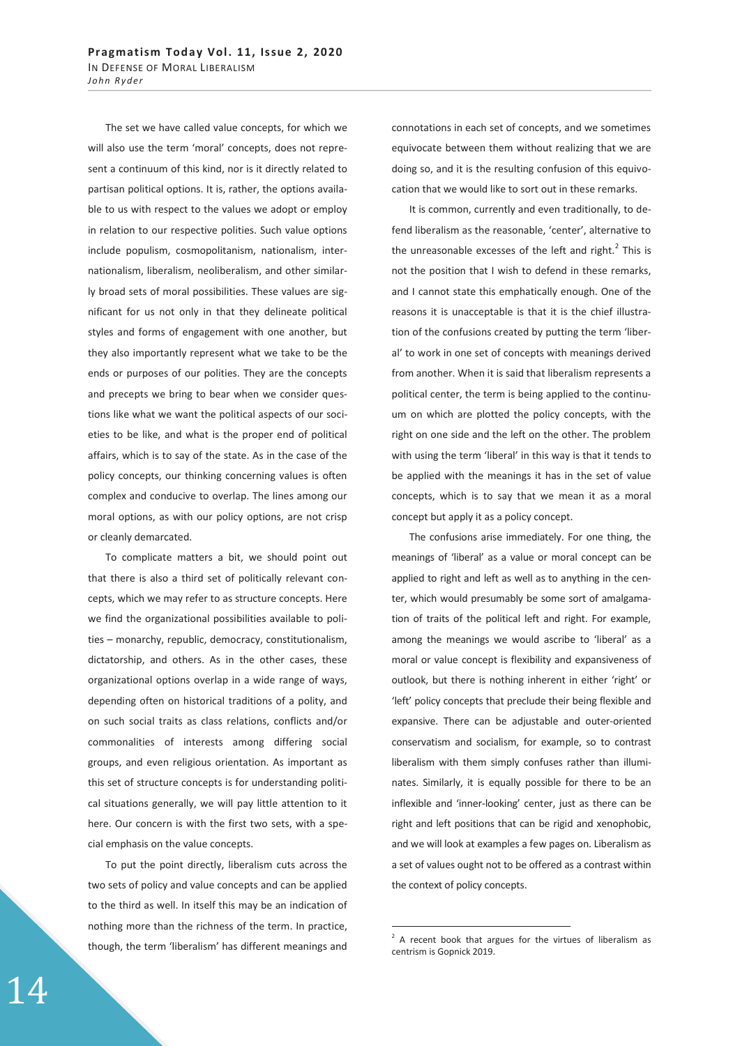The set we have called value concepts, for which we will also use the term 'moral' concepts, does not represent a continuum of this kind, nor is it directly related to partisan political options. It is, rather, the options available to us with respect to the values we adopt or employ in relation to our respective polities. Such value options include populism, cosmopolitanism, nationalism, internationalism, liberalism, neoliberalism, and other similarly broad sets of moral possibilities. These values are significant for us not only in that they delineate political styles and forms of engagement with one another, but they also importantly represent what we take to be the ends or purposes of our polities. They are the concepts and precepts we bring to bear when we consider questions like what we want the political aspects of our societies to be like, and what is the proper end of political affairs, which is to say of the state. As in the case of the policy concepts, our thinking concerning values is often complex and conducive to overlap. The lines among our moral options, as with our policy options, are not crisp or cleanly demarcated.

To complicate matters a bit, we should point out that there is also a third set of politically relevant concepts, which we may refer to as structure concepts. Here we find the organizational possibilities available to polities – monarchy, republic, democracy, constitutionalism, dictatorship, and others. As in the other cases, these organizational options overlap in a wide range of ways, depending often on historical traditions of a polity, and on such social traits as class relations, conflicts and/or commonalities of interests among differing social groups, and even religious orientation. As important as this set of structure concepts is for understanding political situations generally, we will pay little attention to it here. Our concern is with the first two sets, with a special emphasis on the value concepts.

To put the point directly, liberalism cuts across the two sets of policy and value concepts and can be applied to the third as well. In itself this may be an indication of nothing more than the richness of the term. In practice, though, the term 'liberalism' has different meanings and connotations in each set of concepts, and we sometimes equivocate between them without realizing that we are doing so, and it is the resulting confusion of this equivocation that we would like to sort out in these remarks.

It is common, currently and even traditionally, to defend liberalism as the reasonable, 'center', alternative to the unreasonable excesses of the left and right.[2] This is not the position that I wish to defend in these remarks, and I cannot state this emphatically enough. One of the reasons it is unacceptable is that it is the chief illustration of the confusions created by putting the term 'liberal' to work in one set of concepts with meanings derived from another. When it is said that liberalism represents a political center, the term is being applied to the continuum on which are plotted the policy concepts, with the right on one side and the left on the other. The problem with using the term 'liberal' in this way is that it tends to be applied with the meanings it has in the set of value concepts, which is to say that we mean it as a moral concept but apply it as a policy concept.

The confusions arise immediately. For one thing, the meanings of 'liberal' as a value or moral concept can be applied to right and left as well as to anything in the center, which would presumably be some sort of amalgamation of traits of the political left and right. For example, among the meanings we would ascribe to 'liberal' as a moral or value concept is flexibility and expansiveness of outlook, but there is nothing inherent in either 'right' or 'left' policy concepts that preclude their being flexible and expansive. There can be adjustable and outer-oriented conservatism and socialism, for example, so to contrast liberalism with them simply confuses rather than illuminates. Similarly, it is equally possible for there to be an inflexible and 'inner-looking' center, just as there can be right and left positions that can be rigid and xenophobic, and we will look at examples a few pages on. Liberalism as a set of values ought not to be offered as a contrast within the context of policy concepts.

[2] A recent book that argues for the virtues of liberalism as centrism is Gopnick 2019.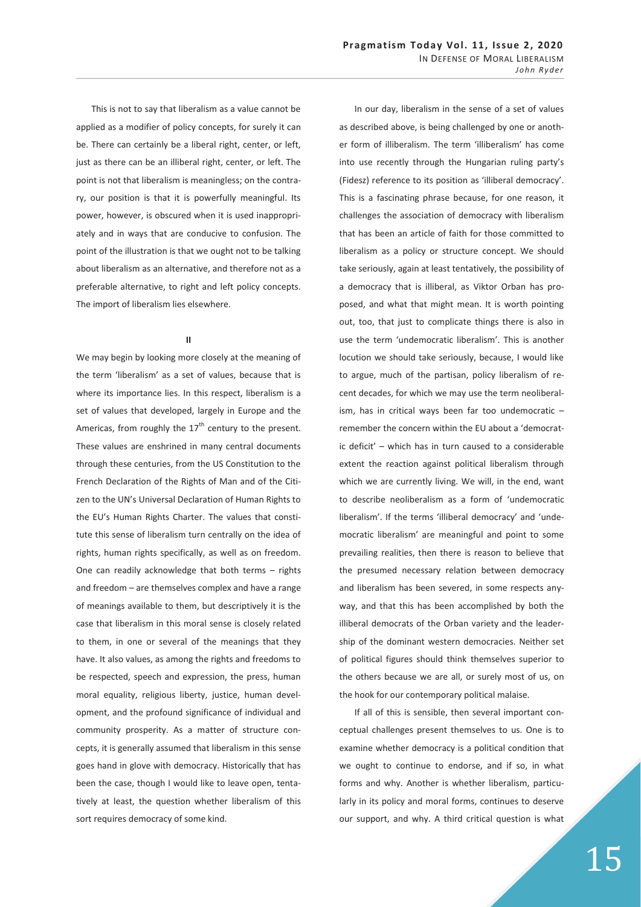This is not to say that liberalism as a value cannot be applied as a modifier of policy concepts, for surely it can be. There can certainly be a liberal right, center, or left, just as there can be an illiberal right, center, or left. The point is not that liberalism is meaningless; on the contrary, our position is that it is powerfully meaningful. Its power, however, is obscured when it is used inappropriately and in ways that are conducive to confusion. The point of the illustration is that we ought not to be talking about liberalism as an alternative, and therefore not as a preferable alternative, to right and left policy concepts. The import of liberalism lies elsewhere.

## II

We may begin by looking more closely at the meaning of the term 'liberalism' as a set of values, because that is where its importance lies. In this respect, liberalism is a set of values that developed, largely in Europe and the Americas, from roughly the 17th century to the present. These values are enshrined in many central documents through these centuries, from the US Constitution to the French Declaration of the Rights of Man and of the Citizen to the UN's Universal Declaration of Human Rights to the EU's Human Rights Charter. The values that constitute this sense of liberalism turn centrally on the idea of rights, human rights specifically, as well as on freedom. One can readily acknowledge that both terms – rights and freedom – are themselves complex and have a range of meanings available to them, but descriptively it is the case that liberalism in this moral sense is closely related to them, in one or several of the meanings that they have. It also values, as among the rights and freedoms to be respected, speech and expression, the press, human moral equality, religious liberty, justice, human development, and the profound significance of individual and community prosperity. As a matter of structure concepts, it is generally assumed that liberalism in this sense goes hand in glove with democracy. Historically that has been the case, though I would like to leave open, tentatively at least, the question whether liberalism of this sort requires democracy of some kind.

In our day, liberalism in the sense of a set of values as described above, is being challenged by one or another form of illiberalism. The term 'illiberalism' has come into use recently through the Hungarian ruling party's (Fidesz) reference to its position as 'illiberal democracy'. This is a fascinating phrase because, for one reason, it challenges the association of democracy with liberalism that has been an article of faith for those committed to liberalism as a policy or structure concept. We should take seriously, again at least tentatively, the possibility of a democracy that is illiberal, as Viktor Orban has proposed, and what that might mean. It is worth pointing out, too, that just to complicate things there is also in use the term 'undemocratic liberalism'. This is another locution we should take seriously, because, I would like to argue, much of the partisan, policy liberalism of recent decades, for which we may use the term neoliberalism, has in critical ways been far too undemocratic – remember the concern within the EU about a 'democratic deficit' – which has in turn caused to a considerable extent the reaction against political liberalism through which we are currently living. We will, in the end, want to describe neoliberalism as a form of 'undemocratic liberalism'. If the terms 'illiberal democracy' and 'undemocratic liberalism' are meaningful and point to some prevailing realities, then there is reason to believe that the presumed necessary relation between democracy and liberalism has been severed, in some respects anyway, and that this has been accomplished by both the illiberal democrats of the Orban variety and the leadership of the dominant western democracies. Neither set of political figures should think themselves superior to the others because we are all, or surely most of us, on the hook for our contemporary political malaise.

If all of this is sensible, then several important conceptual challenges present themselves to us. One is to examine whether democracy is a political condition that we ought to continue to endorse, and if so, in what forms and why. Another is whether liberalism, particularly in its policy and moral forms, continues to deserve our support, and why. A third critical question is what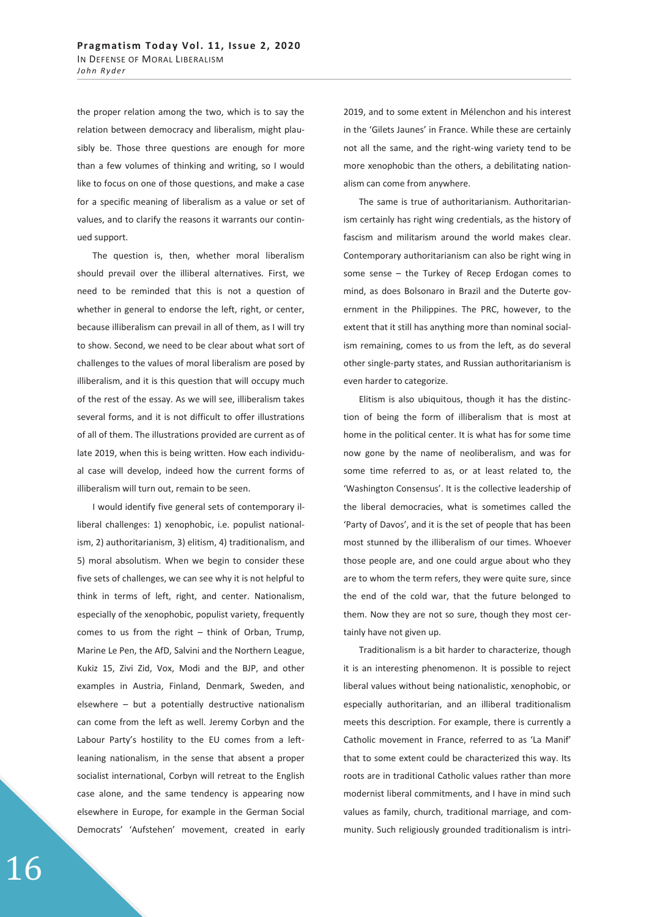the proper relation among the two, which is to say the relation between democracy and liberalism, might plausibly be. Those three questions are enough for more than a few volumes of thinking and writing, so I would like to focus on one of those questions, and make a case for a specific meaning of liberalism as a value or set of values, and to clarify the reasons it warrants our continued support.

The question is, then, whether moral liberalism should prevail over the illiberal alternatives. First, we need to be reminded that this is not a question of whether in general to endorse the left, right, or center, because illiberalism can prevail in all of them, as I will try to show. Second, we need to be clear about what sort of challenges to the values of moral liberalism are posed by illiberalism, and it is this question that will occupy much of the rest of the essay. As we will see, illiberalism takes several forms, and it is not difficult to offer illustrations of all of them. The illustrations provided are current as of late 2019, when this is being written. How each individual case will develop, indeed how the current forms of illiberalism will turn out, remain to be seen.

I would identify five general sets of contemporary illiberal challenges: 1) xenophobic, i.e. populist nationalism, 2) authoritarianism, 3) elitism, 4) traditionalism, and 5) moral absolutism. When we begin to consider these five sets of challenges, we can see why it is not helpful to think in terms of left, right, and center. Nationalism, especially of the xenophobic, populist variety, frequently comes to us from the right – think of Orban, Trump, Marine Le Pen, the AfD, Salvini and the Northern League, Kukiz 15, Zivi Zid, Vox, Modi and the BJP, and other examples in Austria, Finland, Denmark, Sweden, and elsewhere – but a potentially destructive nationalism can come from the left as well. Jeremy Corbyn and the Labour Party's hostility to the EU comes from a left-leaning nationalism, in the sense that absent a proper socialist international, Corbyn will retreat to the English case alone, and the same tendency is appearing now elsewhere in Europe, for example in the German Social Democrats' 'Aufstehen' movement, created in early 2019, and to some extent in Mélenchon and his interest in the 'Gilets Jaunes' in France. While these are certainly not all the same, and the right-wing variety tend to be more xenophobic than the others, a debilitating nationalism can come from anywhere.

The same is true of authoritarianism. Authoritarianism certainly has right wing credentials, as the history of fascism and militarism around the world makes clear. Contemporary authoritarianism can also be right wing in some sense – the Turkey of Recep Erdogan comes to mind, as does Bolsonaro in Brazil and the Duterte government in the Philippines. The PRC, however, to the extent that it still has anything more than nominal socialism remaining, comes to us from the left, as do several other single-party states, and Russian authoritarianism is even harder to categorize.

Elitism is also ubiquitous, though it has the distinction of being the form of illiberalism that is most at home in the political center. It is what has for some time now gone by the name of neoliberalism, and was for some time referred to as, or at least related to, the 'Washington Consensus'. It is the collective leadership of the liberal democracies, what is sometimes called the 'Party of Davos', and it is the set of people that has been most stunned by the illiberalism of our times. Whoever those people are, and one could argue about who they are to whom the term refers, they were quite sure, since the end of the cold war, that the future belonged to them. Now they are not so sure, though they most certainly have not given up.

Traditionalism is a bit harder to characterize, though it is an interesting phenomenon. It is possible to reject liberal values without being nationalistic, xenophobic, or especially authoritarian, and an illiberal traditionalism meets this description. For example, there is currently a Catholic movement in France, referred to as 'La Manif' that to some extent could be characterized this way. Its roots are in traditional Catholic values rather than more modernist liberal commitments, and I have in mind such values as family, church, traditional marriage, and community. Such religiously grounded traditionalism is intri-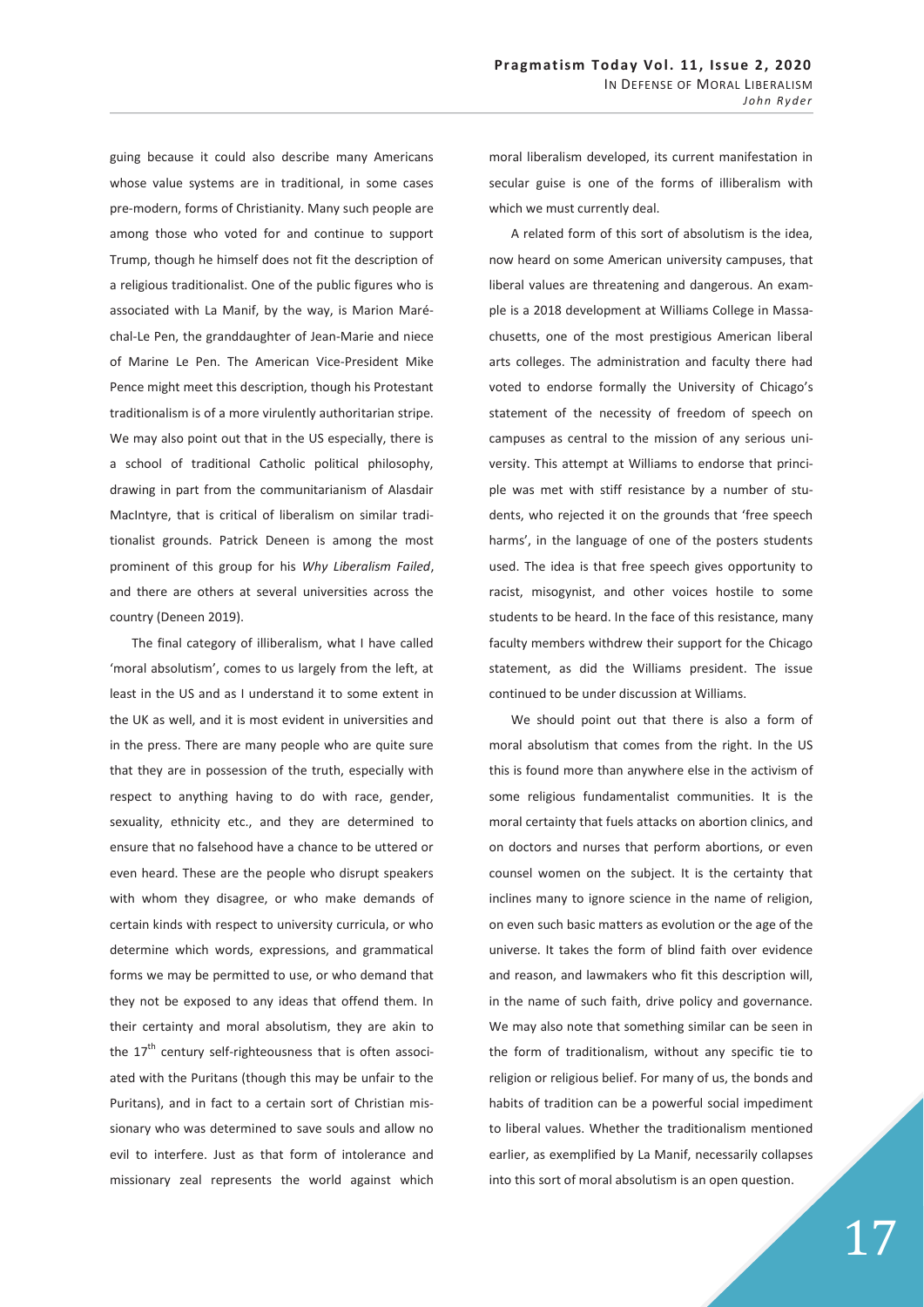guing because it could also describe many Americans whose value systems are in traditional, in some cases pre-modern, forms of Christianity. Many such people are among those who voted for and continue to support Trump, though he himself does not fit the description of a religious traditionalist. One of the public figures who is associated with La Manif, by the way, is Marion Maréchal-Le Pen, the granddaughter of Jean-Marie and niece of Marine Le Pen. The American Vice-President Mike Pence might meet this description, though his Protestant traditionalism is of a more virulently authoritarian stripe. We may also point out that in the US especially, there is a school of traditional Catholic political philosophy, drawing in part from the communitarianism of Alasdair MacIntyre, that is critical of liberalism on similar traditionalist grounds. Patrick Deneen is among the most prominent of this group for his *Why Liberalism Failed*, and there are others at several universities across the country (Deneen 2019).

The final category of illiberalism, what I have called 'moral absolutism', comes to us largely from the left, at least in the US and as I understand it to some extent in the UK as well, and it is most evident in universities and in the press. There are many people who are quite sure that they are in possession of the truth, especially with respect to anything having to do with race, gender, sexuality, ethnicity etc., and they are determined to ensure that no falsehood have a chance to be uttered or even heard. These are the people who disrupt speakers with whom they disagree, or who make demands of certain kinds with respect to university curricula, or who determine which words, expressions, and grammatical forms we may be permitted to use, or who demand that they not be exposed to any ideas that offend them. In their certainty and moral absolutism, they are akin to the 17th century self-righteousness that is often associated with the Puritans (though this may be unfair to the Puritans), and in fact to a certain sort of Christian missionary who was determined to save souls and allow no evil to interfere. Just as that form of intolerance and missionary zeal represents the world against which moral liberalism developed, its current manifestation in secular guise is one of the forms of illiberalism with which we must currently deal.

A related form of this sort of absolutism is the idea, now heard on some American university campuses, that liberal values are threatening and dangerous. An example is a 2018 development at Williams College in Massachusetts, one of the most prestigious American liberal arts colleges. The administration and faculty there had voted to endorse formally the University of Chicago's statement of the necessity of freedom of speech on campuses as central to the mission of any serious university. This attempt at Williams to endorse that principle was met with stiff resistance by a number of students, who rejected it on the grounds that 'free speech harms', in the language of one of the posters students used. The idea is that free speech gives opportunity to racist, misogynist, and other voices hostile to some students to be heard. In the face of this resistance, many faculty members withdrew their support for the Chicago statement, as did the Williams president. The issue continued to be under discussion at Williams.

We should point out that there is also a form of moral absolutism that comes from the right. In the US this is found more than anywhere else in the activism of some religious fundamentalist communities. It is the moral certainty that fuels attacks on abortion clinics, and on doctors and nurses that perform abortions, or even counsel women on the subject. It is the certainty that inclines many to ignore science in the name of religion, on even such basic matters as evolution or the age of the universe. It takes the form of blind faith over evidence and reason, and lawmakers who fit this description will, in the name of such faith, drive policy and governance. We may also note that something similar can be seen in the form of traditionalism, without any specific tie to religion or religious belief. For many of us, the bonds and habits of tradition can be a powerful social impediment to liberal values. Whether the traditionalism mentioned earlier, as exemplified by La Manif, necessarily collapses into this sort of moral absolutism is an open question.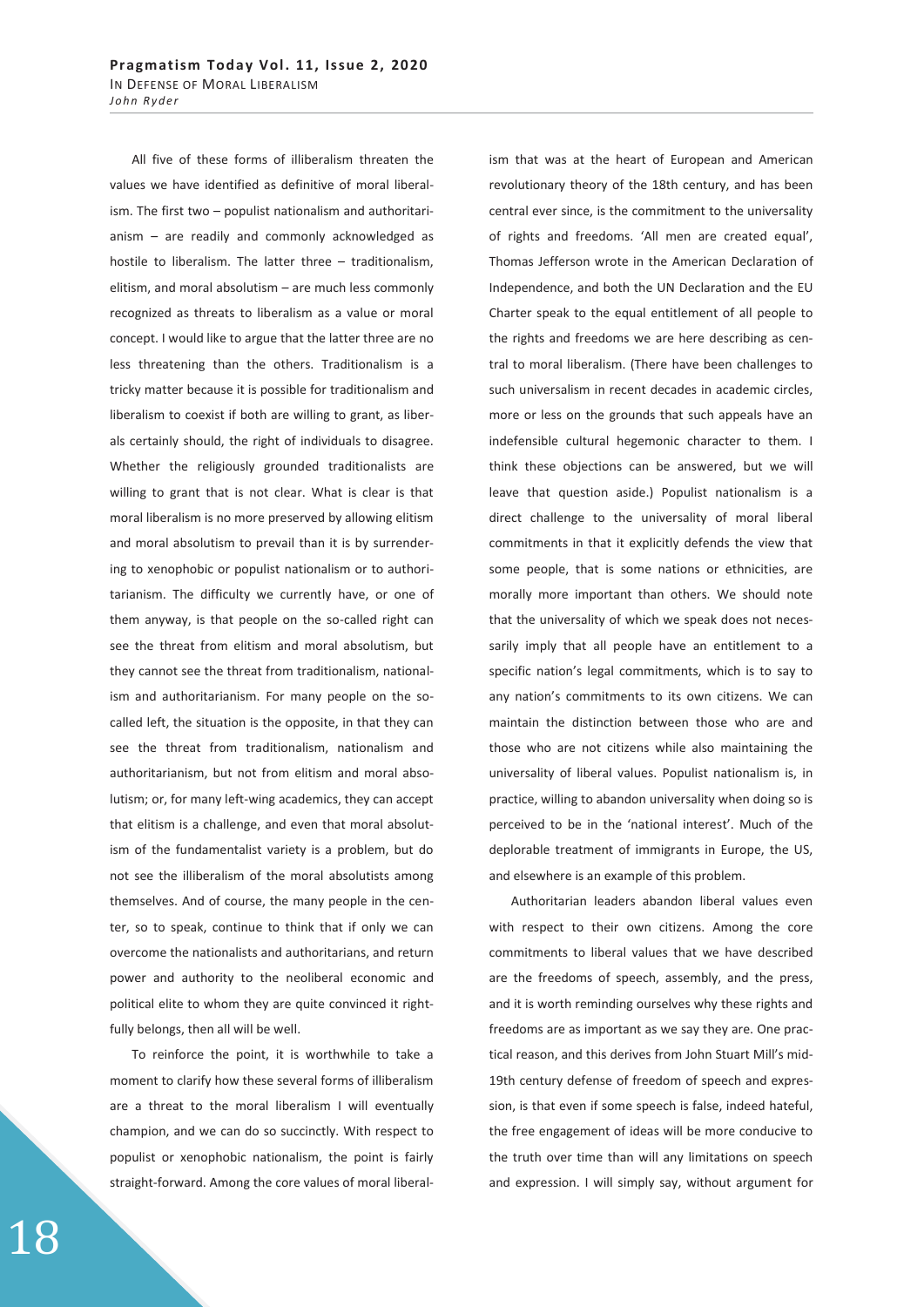All five of these forms of illiberalism threaten the values we have identified as definitive of moral liberalism. The first two – populist nationalism and authoritarianism – are readily and commonly acknowledged as hostile to liberalism. The latter three – traditionalism, elitism, and moral absolutism – are much less commonly recognized as threats to liberalism as a value or moral concept. I would like to argue that the latter three are no less threatening than the others. Traditionalism is a tricky matter because it is possible for traditionalism and liberalism to coexist if both are willing to grant, as liberals certainly should, the right of individuals to disagree. Whether the religiously grounded traditionalists are willing to grant that is not clear. What is clear is that moral liberalism is no more preserved by allowing elitism and moral absolutism to prevail than it is by surrendering to xenophobic or populist nationalism or to authoritarianism. The difficulty we currently have, or one of them anyway, is that people on the so-called right can see the threat from elitism and moral absolutism, but they cannot see the threat from traditionalism, nationalism and authoritarianism. For many people on the so-called left, the situation is the opposite, in that they can see the threat from traditionalism, nationalism and authoritarianism, but not from elitism and moral absolutism; or, for many left-wing academics, they can accept that elitism is a challenge, and even that moral absolutism of the fundamentalist variety is a problem, but do not see the illiberalism of the moral absolutists among themselves. And of course, the many people in the center, so to speak, continue to think that if only we can overcome the nationalists and authoritarians, and return power and authority to the neoliberal economic and political elite to whom they are quite convinced it rightfully belongs, then all will be well.

To reinforce the point, it is worthwhile to take a moment to clarify how these several forms of illiberalism are a threat to the moral liberalism I will eventually champion, and we can do so succinctly. With respect to populist or xenophobic nationalism, the point is fairly straight-forward. Among the core values of moral liberalism that was at the heart of European and American revolutionary theory of the 18th century, and has been central ever since, is the commitment to the universality of rights and freedoms. 'All men are created equal', Thomas Jefferson wrote in the American Declaration of Independence, and both the UN Declaration and the EU Charter speak to the equal entitlement of all people to the rights and freedoms we are here describing as central to moral liberalism. (There have been challenges to such universalism in recent decades in academic circles, more or less on the grounds that such appeals have an indefensible cultural hegemonic character to them. I think these objections can be answered, but we will leave that question aside.) Populist nationalism is a direct challenge to the universality of moral liberal commitments in that it explicitly defends the view that some people, that is some nations or ethnicities, are morally more important than others. We should note that the universality of which we speak does not necessarily imply that all people have an entitlement to a specific nation's legal commitments, which is to say to any nation's commitments to its own citizens. We can maintain the distinction between those who are and those who are not citizens while also maintaining the universality of liberal values. Populist nationalism is, in practice, willing to abandon universality when doing so is perceived to be in the 'national interest'. Much of the deplorable treatment of immigrants in Europe, the US, and elsewhere is an example of this problem.

Authoritarian leaders abandon liberal values even with respect to their own citizens. Among the core commitments to liberal values that we have described are the freedoms of speech, assembly, and the press, and it is worth reminding ourselves why these rights and freedoms are as important as we say they are. One practical reason, and this derives from John Stuart Mill's mid-19th century defense of freedom of speech and expression, is that even if some speech is false, indeed hateful, the free engagement of ideas will be more conducive to the truth over time than will any limitations on speech and expression. I will simply say, without argument for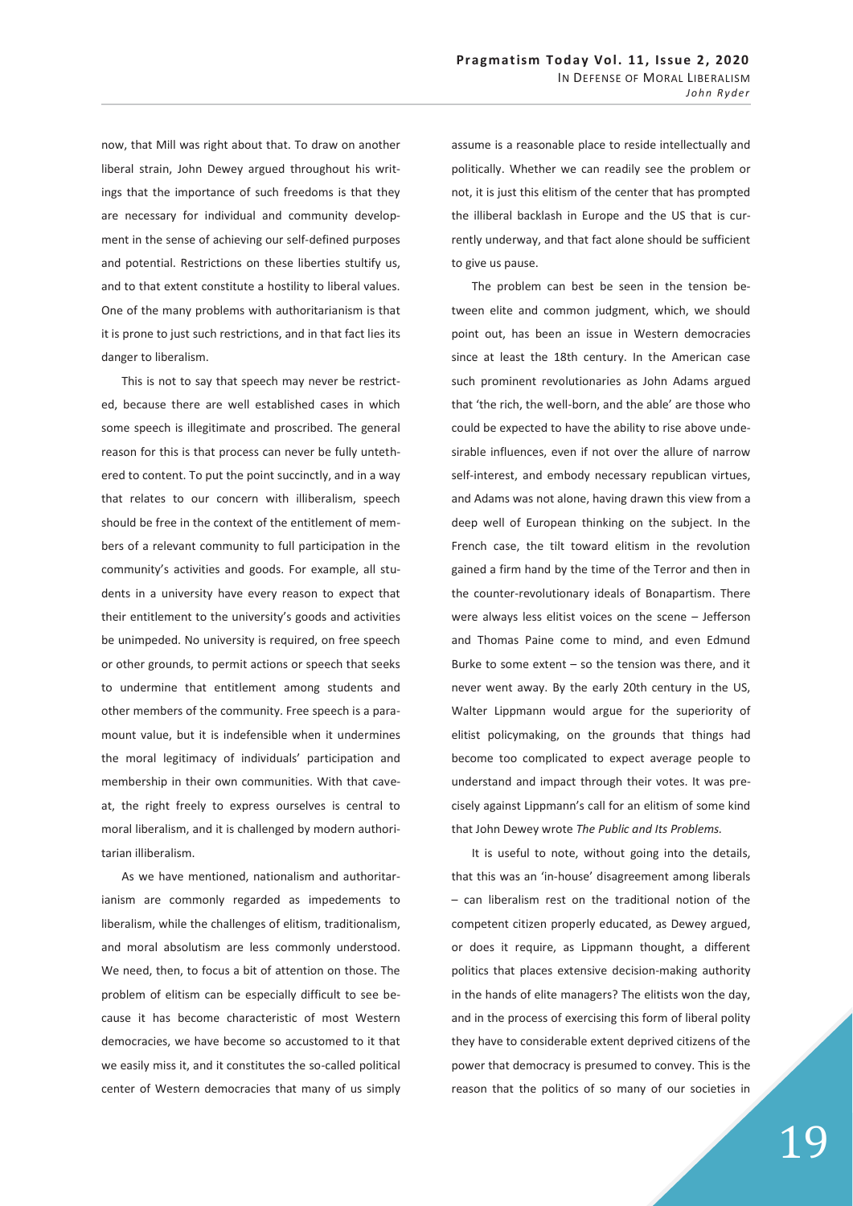now, that Mill was right about that. To draw on another liberal strain, John Dewey argued throughout his writings that the importance of such freedoms is that they are necessary for individual and community development in the sense of achieving our self-defined purposes and potential. Restrictions on these liberties stultify us, and to that extent constitute a hostility to liberal values. One of the many problems with authoritarianism is that it is prone to just such restrictions, and in that fact lies its danger to liberalism.

This is not to say that speech may never be restricted, because there are well established cases in which some speech is illegitimate and proscribed. The general reason for this is that process can never be fully untethered to content. To put the point succinctly, and in a way that relates to our concern with illiberalism, speech should be free in the context of the entitlement of members of a relevant community to full participation in the community's activities and goods. For example, all students in a university have every reason to expect that their entitlement to the university's goods and activities be unimpeded. No university is required, on free speech or other grounds, to permit actions or speech that seeks to undermine that entitlement among students and other members of the community. Free speech is a paramount value, but it is indefensible when it undermines the moral legitimacy of individuals' participation and membership in their own communities. With that caveat, the right freely to express ourselves is central to moral liberalism, and it is challenged by modern authoritarian illiberalism.

As we have mentioned, nationalism and authoritarianism are commonly regarded as impedements to liberalism, while the challenges of elitism, traditionalism, and moral absolutism are less commonly understood. We need, then, to focus a bit of attention on those. The problem of elitism can be especially difficult to see because it has become characteristic of most Western democracies, we have become so accustomed to it that we easily miss it, and it constitutes the so-called political center of Western democracies that many of us simply assume is a reasonable place to reside intellectually and politically. Whether we can readily see the problem or not, it is just this elitism of the center that has prompted the illiberal backlash in Europe and the US that is currently underway, and that fact alone should be sufficient to give us pause.

The problem can best be seen in the tension between elite and common judgment, which, we should point out, has been an issue in Western democracies since at least the 18th century. In the American case such prominent revolutionaries as John Adams argued that 'the rich, the well-born, and the able' are those who could be expected to have the ability to rise above undesirable influences, even if not over the allure of narrow self-interest, and embody necessary republican virtues, and Adams was not alone, having drawn this view from a deep well of European thinking on the subject. In the French case, the tilt toward elitism in the revolution gained a firm hand by the time of the Terror and then in the counter-revolutionary ideals of Bonapartism. There were always less elitist voices on the scene – Jefferson and Thomas Paine come to mind, and even Edmund Burke to some extent – so the tension was there, and it never went away. By the early 20th century in the US, Walter Lippmann would argue for the superiority of elitist policymaking, on the grounds that things had become too complicated to expect average people to understand and impact through their votes. It was precisely against Lippmann's call for an elitism of some kind that John Dewey wrote *The Public and Its Problems.*

It is useful to note, without going into the details, that this was an 'in-house' disagreement among liberals – can liberalism rest on the traditional notion of the competent citizen properly educated, as Dewey argued, or does it require, as Lippmann thought, a different politics that places extensive decision-making authority in the hands of elite managers? The elitists won the day, and in the process of exercising this form of liberal polity they have to considerable extent deprived citizens of the power that democracy is presumed to convey. This is the reason that the politics of so many of our societies in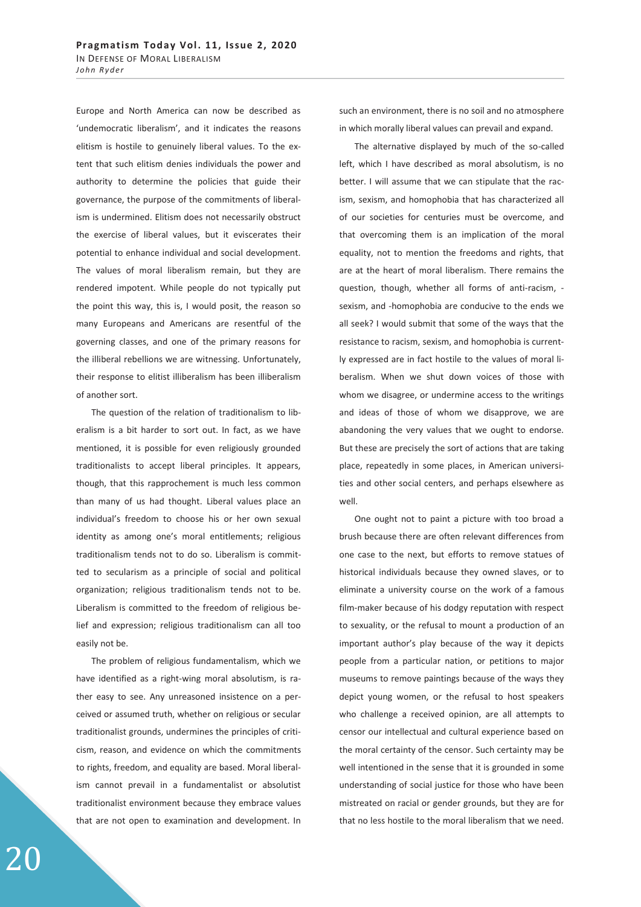Europe and North America can now be described as 'undemocratic liberalism', and it indicates the reasons elitism is hostile to genuinely liberal values. To the extent that such elitism denies individuals the power and authority to determine the policies that guide their governance, the purpose of the commitments of liberalism is undermined. Elitism does not necessarily obstruct the exercise of liberal values, but it eviscerates their potential to enhance individual and social development. The values of moral liberalism remain, but they are rendered impotent. While people do not typically put the point this way, this is, I would posit, the reason so many Europeans and Americans are resentful of the governing classes, and one of the primary reasons for the illiberal rebellions we are witnessing. Unfortunately, their response to elitist illiberalism has been illiberalism of another sort.

The question of the relation of traditionalism to liberalism is a bit harder to sort out. In fact, as we have mentioned, it is possible for even religiously grounded traditionalists to accept liberal principles. It appears, though, that this rapprochement is much less common than many of us had thought. Liberal values place an individual's freedom to choose his or her own sexual identity as among one's moral entitlements; religious traditionalism tends not to do so. Liberalism is committed to secularism as a principle of social and political organization; religious traditionalism tends not to be. Liberalism is committed to the freedom of religious belief and expression; religious traditionalism can all too easily not be.

The problem of religious fundamentalism, which we have identified as a right-wing moral absolutism, is rather easy to see. Any unreasoned insistence on a perceived or assumed truth, whether on religious or secular traditionalist grounds, undermines the principles of criticism, reason, and evidence on which the commitments to rights, freedom, and equality are based. Moral liberalism cannot prevail in a fundamentalist or absolutist traditionalist environment because they embrace values that are not open to examination and development. In such an environment, there is no soil and no atmosphere in which morally liberal values can prevail and expand.

The alternative displayed by much of the so-called left, which I have described as moral absolutism, is no better. I will assume that we can stipulate that the racism, sexism, and homophobia that has characterized all of our societies for centuries must be overcome, and that overcoming them is an implication of the moral equality, not to mention the freedoms and rights, that are at the heart of moral liberalism. There remains the question, though, whether all forms of anti-racism, -sexism, and -homophobia are conducive to the ends we all seek? I would submit that some of the ways that the resistance to racism, sexism, and homophobia is currently expressed are in fact hostile to the values of moral liberalism. When we shut down voices of those with whom we disagree, or undermine access to the writings and ideas of those of whom we disapprove, we are abandoning the very values that we ought to endorse. But these are precisely the sort of actions that are taking place, repeatedly in some places, in American universities and other social centers, and perhaps elsewhere as well.

One ought not to paint a picture with too broad a brush because there are often relevant differences from one case to the next, but efforts to remove statues of historical individuals because they owned slaves, or to eliminate a university course on the work of a famous film-maker because of his dodgy reputation with respect to sexuality, or the refusal to mount a production of an important author's play because of the way it depicts people from a particular nation, or petitions to major museums to remove paintings because of the ways they depict young women, or the refusal to host speakers who challenge a received opinion, are all attempts to censor our intellectual and cultural experience based on the moral certainty of the censor. Such certainty may be well intentioned in the sense that it is grounded in some understanding of social justice for those who have been mistreated on racial or gender grounds, but they are for that no less hostile to the moral liberalism that we need.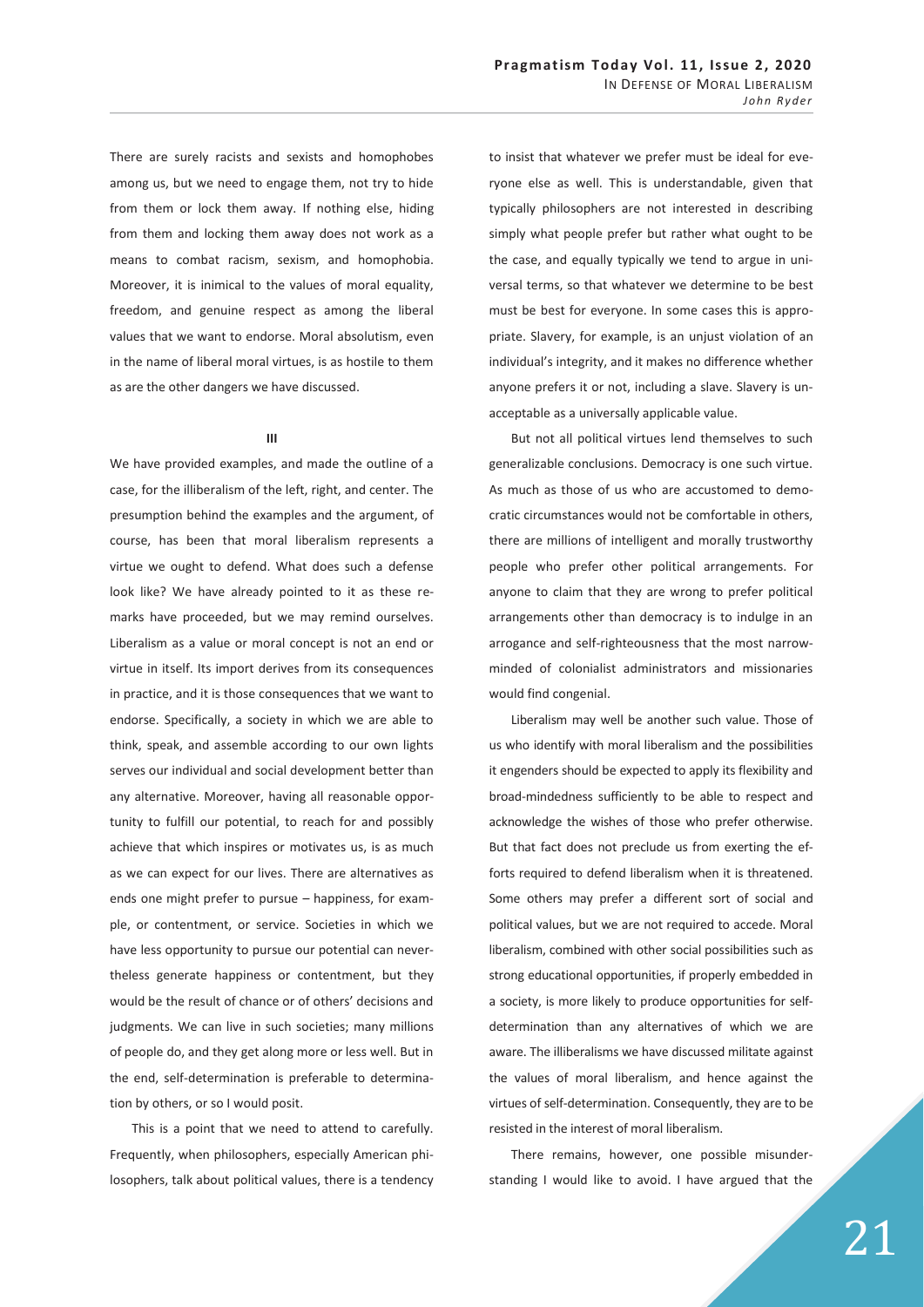There are surely racists and sexists and homophobes among us, but we need to engage them, not try to hide from them or lock them away. If nothing else, hiding from them and locking them away does not work as a means to combat racism, sexism, and homophobia. Moreover, it is inimical to the values of moral equality, freedom, and genuine respect as among the liberal values that we want to endorse. Moral absolutism, even in the name of liberal moral virtues, is as hostile to them as are the other dangers we have discussed.

## III

We have provided examples, and made the outline of a case, for the illiberalism of the left, right, and center. The presumption behind the examples and the argument, of course, has been that moral liberalism represents a virtue we ought to defend. What does such a defense look like? We have already pointed to it as these remarks have proceeded, but we may remind ourselves. Liberalism as a value or moral concept is not an end or virtue in itself. Its import derives from its consequences in practice, and it is those consequences that we want to endorse. Specifically, a society in which we are able to think, speak, and assemble according to our own lights serves our individual and social development better than any alternative. Moreover, having all reasonable opportunity to fulfill our potential, to reach for and possibly achieve that which inspires or motivates us, is as much as we can expect for our lives. There are alternatives as ends one might prefer to pursue – happiness, for example, or contentment, or service. Societies in which we have less opportunity to pursue our potential can nevertheless generate happiness or contentment, but they would be the result of chance or of others' decisions and judgments. We can live in such societies; many millions of people do, and they get along more or less well. But in the end, self-determination is preferable to determination by others, or so I would posit.

This is a point that we need to attend to carefully. Frequently, when philosophers, especially American philosophers, talk about political values, there is a tendency to insist that whatever we prefer must be ideal for everyone else as well. This is understandable, given that typically philosophers are not interested in describing simply what people prefer but rather what ought to be the case, and equally typically we tend to argue in universal terms, so that whatever we determine to be best must be best for everyone. In some cases this is appropriate. Slavery, for example, is an unjust violation of an individual's integrity, and it makes no difference whether anyone prefers it or not, including a slave. Slavery is unacceptable as a universally applicable value.

But not all political virtues lend themselves to such generalizable conclusions. Democracy is one such virtue. As much as those of us who are accustomed to democratic circumstances would not be comfortable in others, there are millions of intelligent and morally trustworthy people who prefer other political arrangements. For anyone to claim that they are wrong to prefer political arrangements other than democracy is to indulge in an arrogance and self-righteousness that the most narrow-minded of colonialist administrators and missionaries would find congenial.

Liberalism may well be another such value. Those of us who identify with moral liberalism and the possibilities it engenders should be expected to apply its flexibility and broad-mindedness sufficiently to be able to respect and acknowledge the wishes of those who prefer otherwise. But that fact does not preclude us from exerting the efforts required to defend liberalism when it is threatened. Some others may prefer a different sort of social and political values, but we are not required to accede. Moral liberalism, combined with other social possibilities such as strong educational opportunities, if properly embedded in a society, is more likely to produce opportunities for self-determination than any alternatives of which we are aware. The illiberalisms we have discussed militate against the values of moral liberalism, and hence against the virtues of self-determination. Consequently, they are to be resisted in the interest of moral liberalism.

There remains, however, one possible misunderstanding I would like to avoid. I have argued that the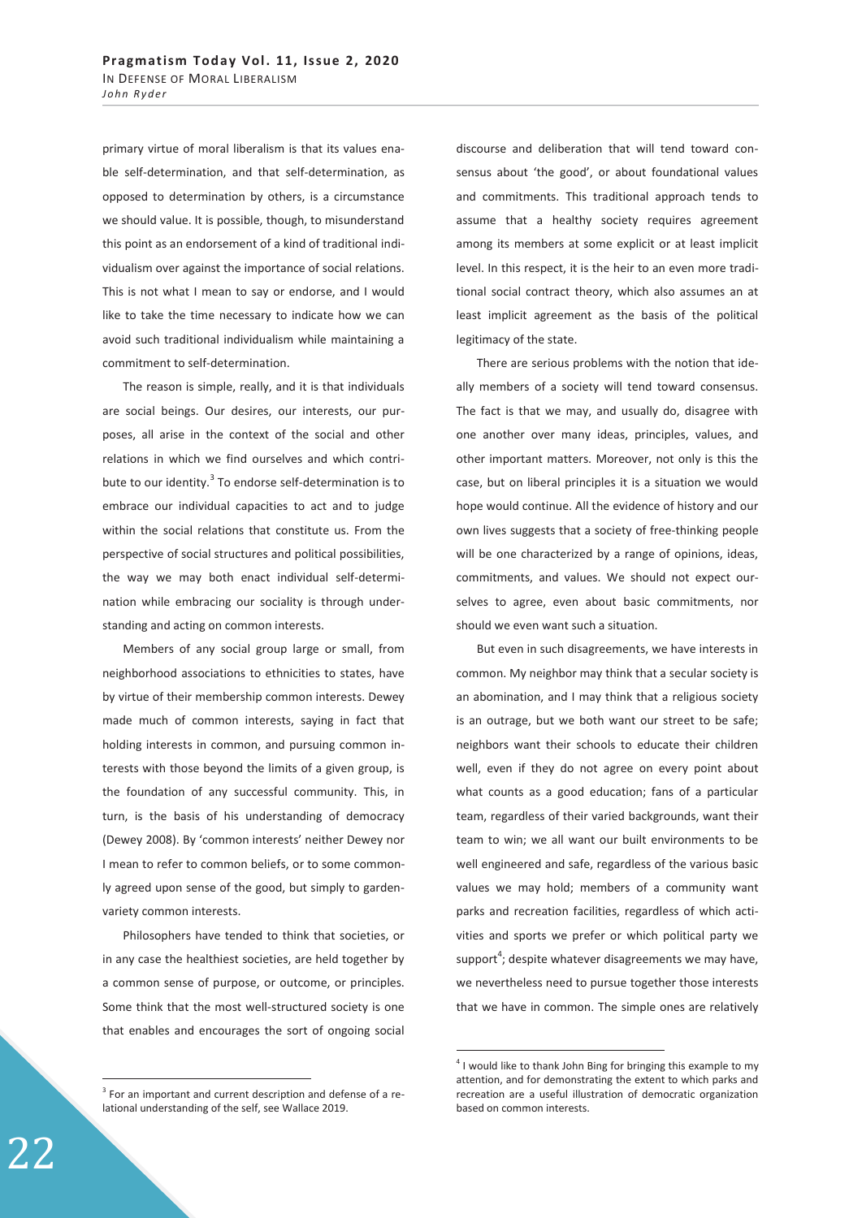primary virtue of moral liberalism is that its values enable self-determination, and that self-determination, as opposed to determination by others, is a circumstance we should value. It is possible, though, to misunderstand this point as an endorsement of a kind of traditional individualism over against the importance of social relations. This is not what I mean to say or endorse, and I would like to take the time necessary to indicate how we can avoid such traditional individualism while maintaining a commitment to self-determination.

The reason is simple, really, and it is that individuals are social beings. Our desires, our interests, our purposes, all arise in the context of the social and other relations in which we find ourselves and which contribute to our identity.[3] To endorse self-determination is to embrace our individual capacities to act and to judge within the social relations that constitute us. From the perspective of social structures and political possibilities, the way we may both enact individual self-determination while embracing our sociality is through understanding and acting on common interests.

Members of any social group large or small, from neighborhood associations to ethnicities to states, have by virtue of their membership common interests. Dewey made much of common interests, saying in fact that holding interests in common, and pursuing common interests with those beyond the limits of a given group, is the foundation of any successful community. This, in turn, is the basis of his understanding of democracy (Dewey 2008). By 'common interests' neither Dewey nor I mean to refer to common beliefs, or to some commonly agreed upon sense of the good, but simply to garden-variety common interests.

Philosophers have tended to think that societies, or in any case the healthiest societies, are held together by a common sense of purpose, or outcome, or principles. Some think that the most well-structured society is one that enables and encourages the sort of ongoing social discourse and deliberation that will tend toward consensus about 'the good', or about foundational values and commitments. This traditional approach tends to assume that a healthy society requires agreement among its members at some explicit or at least implicit level. In this respect, it is the heir to an even more traditional social contract theory, which also assumes an at least implicit agreement as the basis of the political legitimacy of the state.

There are serious problems with the notion that ideally members of a society will tend toward consensus. The fact is that we may, and usually do, disagree with one another over many ideas, principles, values, and other important matters. Moreover, not only is this the case, but on liberal principles it is a situation we would hope would continue. All the evidence of history and our own lives suggests that a society of free-thinking people will be one characterized by a range of opinions, ideas, commitments, and values. We should not expect ourselves to agree, even about basic commitments, nor should we even want such a situation.

But even in such disagreements, we have interests in common. My neighbor may think that a secular society is an abomination, and I may think that a religious society is an outrage, but we both want our street to be safe; neighbors want their schools to educate their children well, even if they do not agree on every point about what counts as a good education; fans of a particular team, regardless of their varied backgrounds, want their team to win; we all want our built environments to be well engineered and safe, regardless of the various basic values we may hold; members of a community want parks and recreation facilities, regardless of which activities and sports we prefer or which political party we support[4]; despite whatever disagreements we may have, we nevertheless need to pursue together those interests that we have in common. The simple ones are relatively

[3] For an important and current description and defense of a relational understanding of the self, see Wallace 2019.

[4] I would like to thank John Bing for bringing this example to my attention, and for demonstrating the extent to which parks and recreation are a useful illustration of democratic organization based on common interests.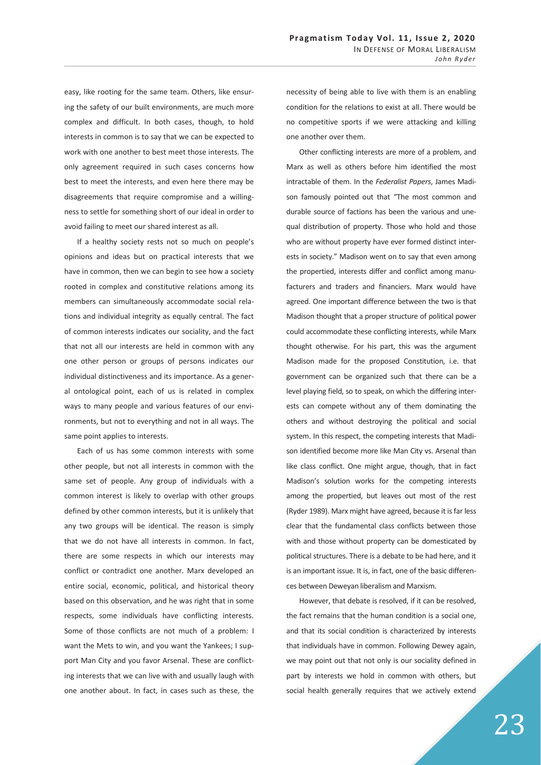easy, like rooting for the same team. Others, like ensuring the safety of our built environments, are much more complex and difficult. In both cases, though, to hold interests in common is to say that we can be expected to work with one another to best meet those interests. The only agreement required in such cases concerns how best to meet the interests, and even here there may be disagreements that require compromise and a willingness to settle for something short of our ideal in order to avoid failing to meet our shared interest as all.

If a healthy society rests not so much on people's opinions and ideas but on practical interests that we have in common, then we can begin to see how a society rooted in complex and constitutive relations among its members can simultaneously accommodate social relations and individual integrity as equally central. The fact of common interests indicates our sociality, and the fact that not all our interests are held in common with any one other person or groups of persons indicates our individual distinctiveness and its importance. As a general ontological point, each of us is related in complex ways to many people and various features of our environments, but not to everything and not in all ways. The same point applies to interests.

Each of us has some common interests with some other people, but not all interests in common with the same set of people. Any group of individuals with a common interest is likely to overlap with other groups defined by other common interests, but it is unlikely that any two groups will be identical. The reason is simply that we do not have all interests in common. In fact, there are some respects in which our interests may conflict or contradict one another. Marx developed an entire social, economic, political, and historical theory based on this observation, and he was right that in some respects, some individuals have conflicting interests. Some of those conflicts are not much of a problem: I want the Mets to win, and you want the Yankees; I support Man City and you favor Arsenal. These are conflicting interests that we can live with and usually laugh with one another about. In fact, in cases such as these, the necessity of being able to live with them is an enabling condition for the relations to exist at all. There would be no competitive sports if we were attacking and killing one another over them.

Other conflicting interests are more of a problem, and Marx as well as others before him identified the most intractable of them. In the *Federalist Papers*, James Madison famously pointed out that "The most common and durable source of factions has been the various and unequal distribution of property. Those who hold and those who are without property have ever formed distinct interests in society." Madison went on to say that even among the propertied, interests differ and conflict among manufacturers and traders and financiers. Marx would have agreed. One important difference between the two is that Madison thought that a proper structure of political power could accommodate these conflicting interests, while Marx thought otherwise. For his part, this was the argument Madison made for the proposed Constitution, i.e. that government can be organized such that there can be a level playing field, so to speak, on which the differing interests can compete without any of them dominating the others and without destroying the political and social system. In this respect, the competing interests that Madison identified become more like Man City vs. Arsenal than like class conflict. One might argue, though, that in fact Madison's solution works for the competing interests among the propertied, but leaves out most of the rest (Ryder 1989). Marx might have agreed, because it is far less clear that the fundamental class conflicts between those with and those without property can be domesticated by political structures. There is a debate to be had here, and it is an important issue. It is, in fact, one of the basic differences between Deweyan liberalism and Marxism.

However, that debate is resolved, if it can be resolved, the fact remains that the human condition is a social one, and that its social condition is characterized by interests that individuals have in common. Following Dewey again, we may point out that not only is our sociality defined in part by interests we hold in common with others, but social health generally requires that we actively extend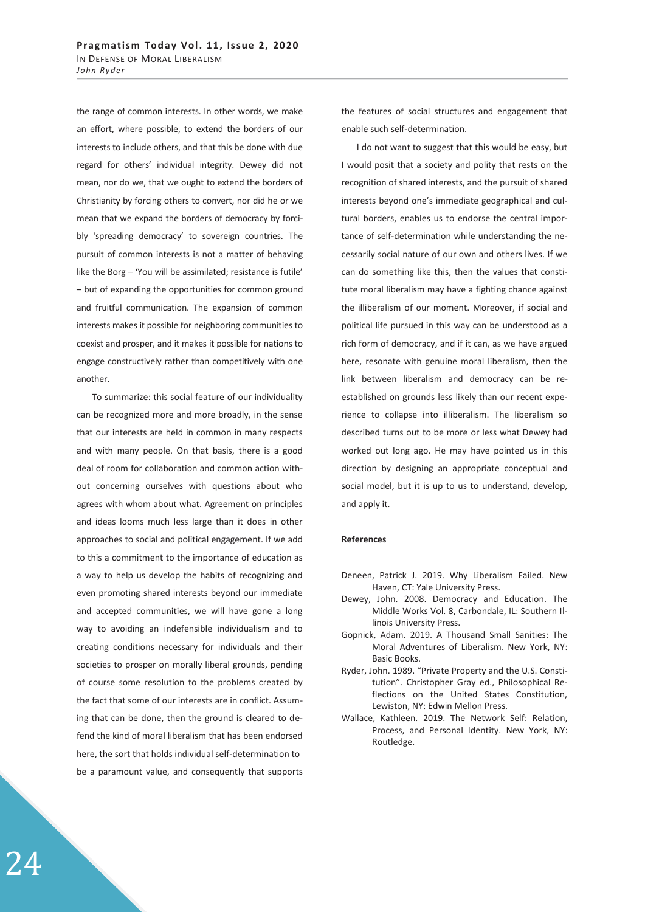the range of common interests. In other words, we make an effort, where possible, to extend the borders of our interests to include others, and that this be done with due regard for others' individual integrity. Dewey did not mean, nor do we, that we ought to extend the borders of Christianity by forcing others to convert, nor did he or we mean that we expand the borders of democracy by forcibly 'spreading democracy' to sovereign countries. The pursuit of common interests is not a matter of behaving like the Borg – 'You will be assimilated; resistance is futile' – but of expanding the opportunities for common ground and fruitful communication. The expansion of common interests makes it possible for neighboring communities to coexist and prosper, and it makes it possible for nations to engage constructively rather than competitively with one another.

To summarize: this social feature of our individuality can be recognized more and more broadly, in the sense that our interests are held in common in many respects and with many people. On that basis, there is a good deal of room for collaboration and common action without concerning ourselves with questions about who agrees with whom about what. Agreement on principles and ideas looms much less large than it does in other approaches to social and political engagement. If we add to this a commitment to the importance of education as a way to help us develop the habits of recognizing and even promoting shared interests beyond our immediate and accepted communities, we will have gone a long way to avoiding an indefensible individualism and to creating conditions necessary for individuals and their societies to prosper on morally liberal grounds, pending of course some resolution to the problems created by the fact that some of our interests are in conflict. Assuming that can be done, then the ground is cleared to defend the kind of moral liberalism that has been endorsed here, the sort that holds individual self-determination to be a paramount value, and consequently that supports the features of social structures and engagement that enable such self-determination.

I do not want to suggest that this would be easy, but I would posit that a society and polity that rests on the recognition of shared interests, and the pursuit of shared interests beyond one's immediate geographical and cultural borders, enables us to endorse the central importance of self-determination while understanding the necessarily social nature of our own and others lives. If we can do something like this, then the values that constitute moral liberalism may have a fighting chance against the illiberalism of our moment. Moreover, if social and political life pursued in this way can be understood as a rich form of democracy, and if it can, as we have argued here, resonate with genuine moral liberalism, then the link between liberalism and democracy can be reestablished on grounds less likely than our recent experience to collapse into illiberalism. The liberalism so described turns out to be more or less what Dewey had worked out long ago. He may have pointed us in this direction by designing an appropriate conceptual and social model, but it is up to us to understand, develop, and apply it.

**References**

Deneen, Patrick J. 2019. Why Liberalism Failed. New Haven, CT: Yale University Press.

Dewey, John. 2008. Democracy and Education. The Middle Works Vol. 8, Carbondale, IL: Southern Illinois University Press.

Gopnick, Adam. 2019. A Thousand Small Sanities: The Moral Adventures of Liberalism. New York, NY: Basic Books.

Ryder, John. 1989. "Private Property and the U.S. Constitution". Christopher Gray ed., Philosophical Reflections on the United States Constitution, Lewiston, NY: Edwin Mellon Press.

Wallace, Kathleen. 2019. The Network Self: Relation, Process, and Personal Identity. New York, NY: Routledge.